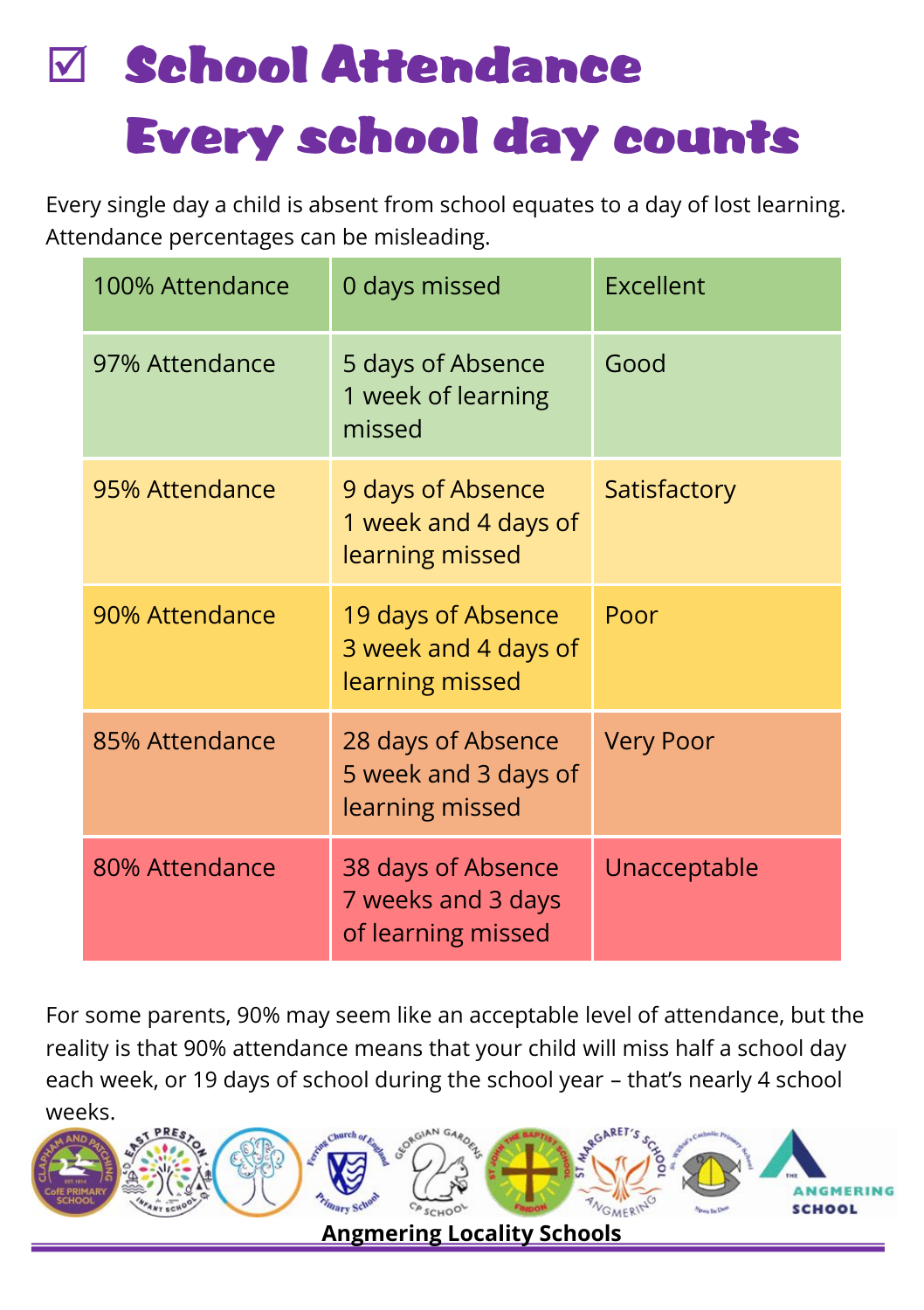# ☑ School Attendance Every school day counts

Every single day a child is absent from school equates to a day of lost learning. Attendance percentages can be misleading.

| | | |
|---|---|---|
| 100% Attendance | 0 days missed | Excellent |
| 97% Attendance | 5 days of Absence<br>1 week of learning missed | Good |
| 95% Attendance | 9 days of Absence<br>1 week and 4 days of learning missed | Satisfactory |
| 90% Attendance | 19 days of Absence<br>3 week and 4 days of learning missed | Poor |
| 85% Attendance | 28 days of Absence<br>5 week and 3 days of learning missed | Very Poor |
| 80% Attendance | 38 days of Absence<br>7 weeks and 3 days of learning missed | Unacceptable |

For some parents, 90% may seem like an acceptable level of attendance, but the reality is that 90% attendance means that your child will miss half a school day each week, or 19 days of school during the school year – that's nearly 4 school weeks.

**Angmering Locality Schools**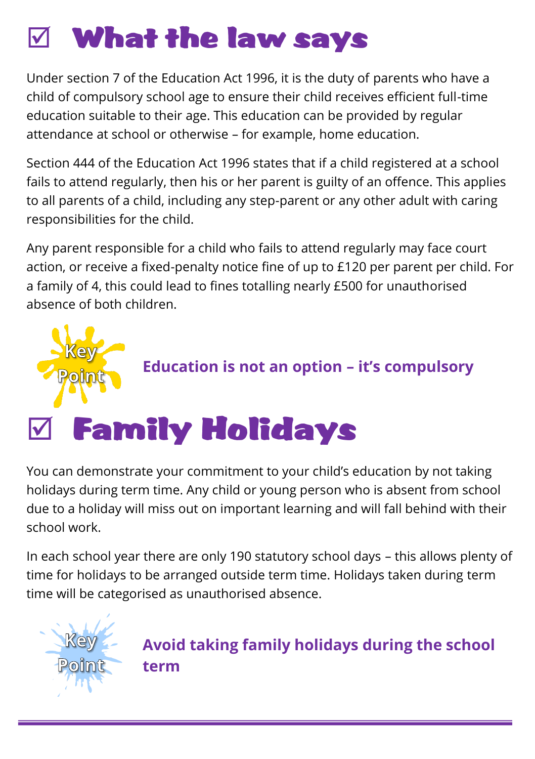# ☑ What the law says

Under section 7 of the Education Act 1996, it is the duty of parents who have a child of compulsory school age to ensure their child receives efficient full-time education suitable to their age. This education can be provided by regular attendance at school or otherwise – for example, home education.

Section 444 of the Education Act 1996 states that if a child registered at a school fails to attend regularly, then his or her parent is guilty of an offence. This applies to all parents of a child, including any step-parent or any other adult with caring responsibilities for the child.

Any parent responsible for a child who fails to attend regularly may face court action, or receive a fixed-penalty notice fine of up to £120 per parent per child. For a family of 4, this could lead to fines totalling nearly £500 for unauthorised absence of both children.

Key Point **Education is not an option – it's compulsory**

# ☑ Family Holidays

You can demonstrate your commitment to your child's education by not taking holidays during term time. Any child or young person who is absent from school due to a holiday will miss out on important learning and will fall behind with their school work.

In each school year there are only 190 statutory school days – this allows plenty of time for holidays to be arranged outside term time. Holidays taken during term time will be categorised as unauthorised absence.

Key Point **Avoid taking family holidays during the school term**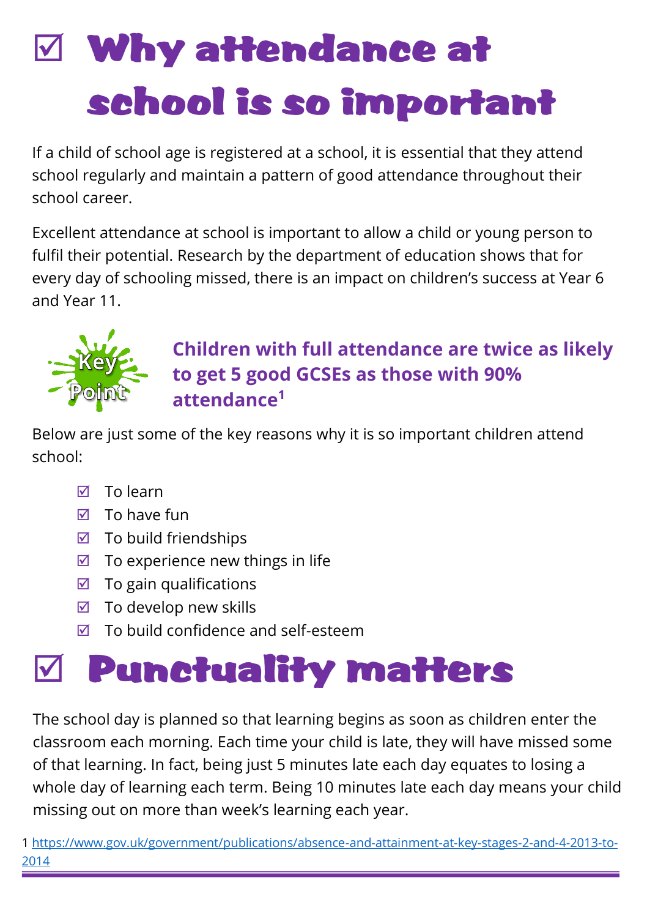# ☑ Why attendance at school is so important

If a child of school age is registered at a school, it is essential that they attend school regularly and maintain a pattern of good attendance throughout their school career.

Excellent attendance at school is important to allow a child or young person to fulfil their potential. Research by the department of education shows that for every day of schooling missed, there is an impact on children's success at Year 6 and Year 11.

Key Point

**Children with full attendance are twice as likely to get 5 good GCSEs as those with 90% attendance[1]**

Below are just some of the key reasons why it is so important children attend school:

- ☑ To learn
- ☑ To have fun
- ☑ To build friendships
- ☑ To experience new things in life
- ☑ To gain qualifications
- ☑ To develop new skills
- ☑ To build confidence and self-esteem

# ☑ Punctuality matters

The school day is planned so that learning begins as soon as children enter the classroom each morning. Each time your child is late, they will have missed some of that learning. In fact, being just 5 minutes late each day equates to losing a whole day of learning each term. Being 10 minutes late each day means your child missing out on more than week's learning each year.

1 https://www.gov.uk/government/publications/absence-and-attainment-at-key-stages-2-and-4-2013-to-2014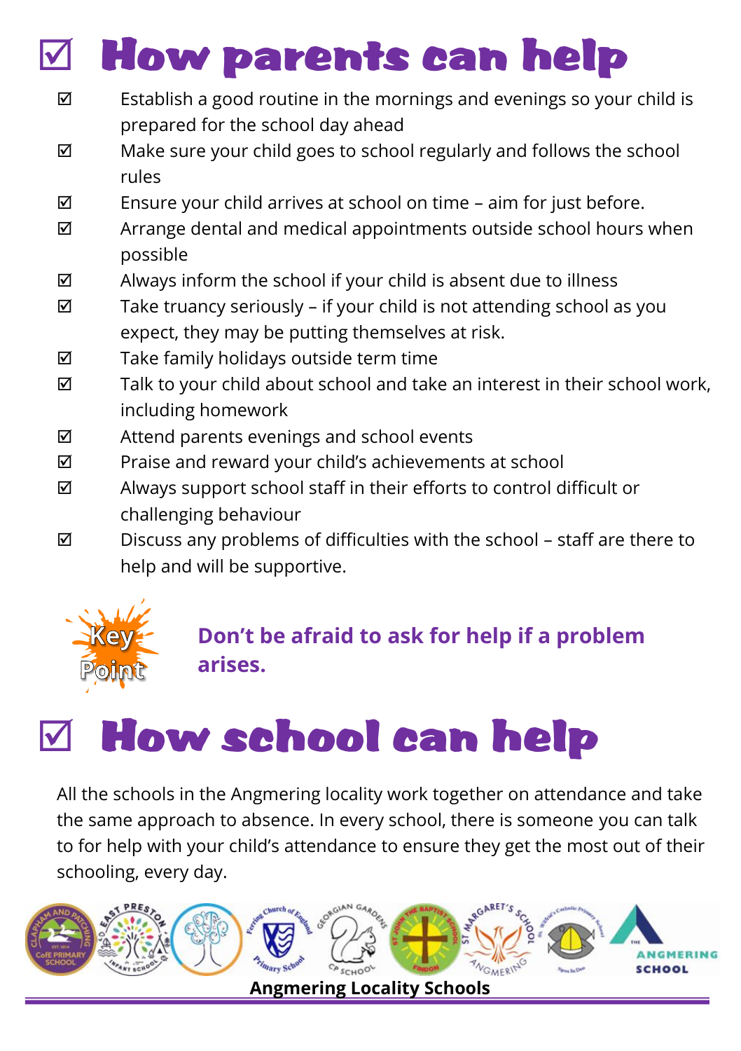# ☑ How parents can help

- ☑ Establish a good routine in the mornings and evenings so your child is prepared for the school day ahead
- ☑ Make sure your child goes to school regularly and follows the school rules
- ☑ Ensure your child arrives at school on time – aim for just before.
- ☑ Arrange dental and medical appointments outside school hours when possible
- ☑ Always inform the school if your child is absent due to illness
- ☑ Take truancy seriously – if your child is not attending school as you expect, they may be putting themselves at risk.
- ☑ Take family holidays outside term time
- ☑ Talk to your child about school and take an interest in their school work, including homework
- ☑ Attend parents evenings and school events
- ☑ Praise and reward your child's achievements at school
- ☑ Always support school staff in their efforts to control difficult or challenging behaviour
- ☑ Discuss any problems of difficulties with the school – staff are there to help and will be supportive.

Key Point

**Don't be afraid to ask for help if a problem arises.**

# ☑ How school can help

All the schools in the Angmering locality work together on attendance and take the same approach to absence. In every school, there is someone you can talk to for help with your child's attendance to ensure they get the most out of their schooling, every day.

**Angmering Locality Schools**